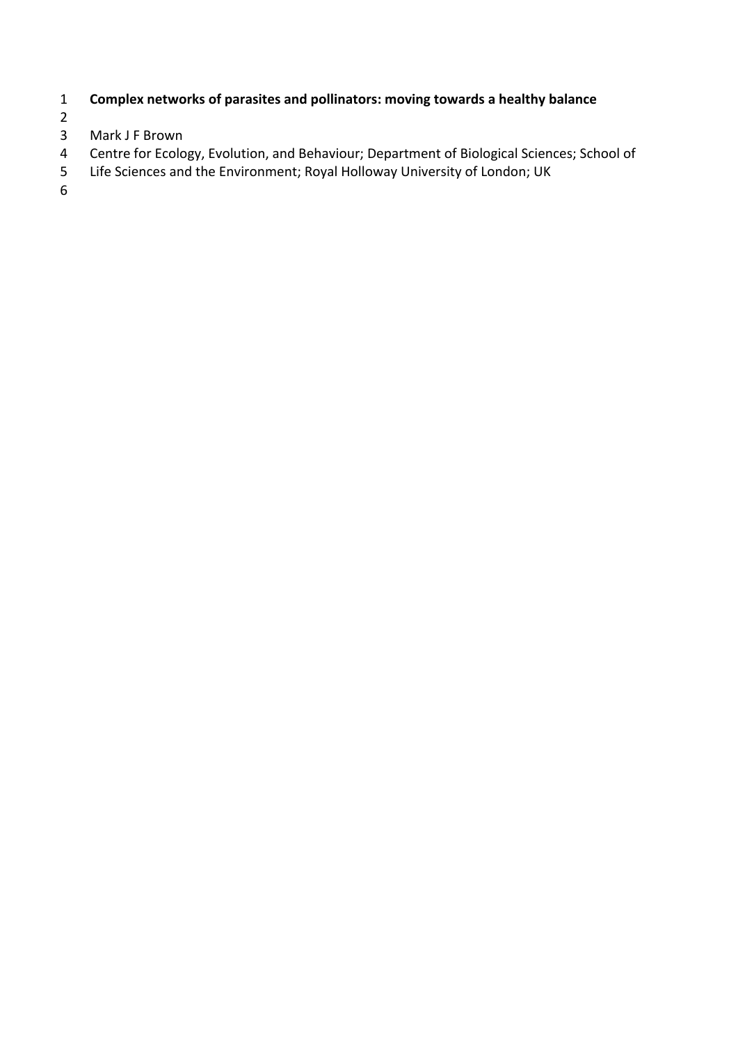# Complex networks of parasites and pollinators: moving towards a healthy balance

Mark J F Brown

Centre for Ecology, Evolution, and Behaviour; Department of Biological Sciences; School of Life Sciences and the Environment; Royal Holloway University of London; UK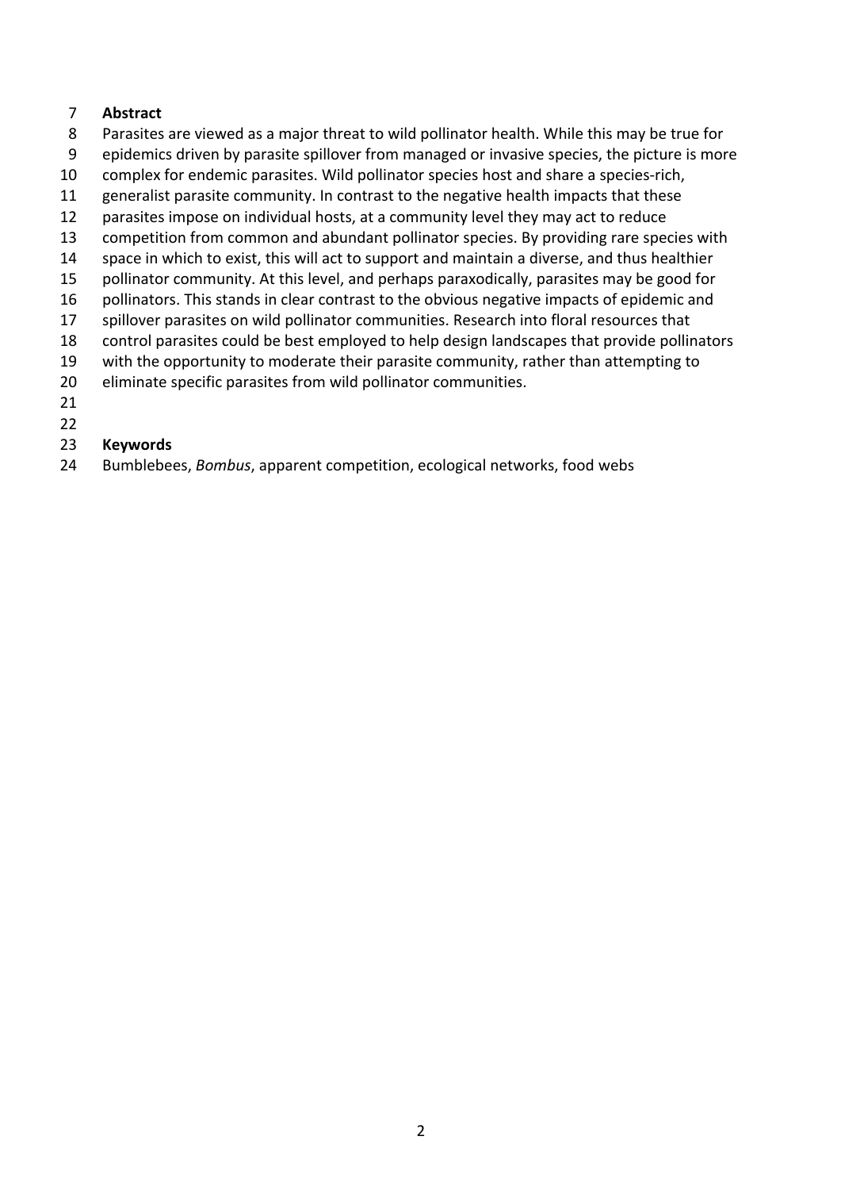## Abstract

Parasites are viewed as a major threat to wild pollinator health. While this may be true for epidemics driven by parasite spillover from managed or invasive species, the picture is more complex for endemic parasites. Wild pollinator species host and share a species-rich, generalist parasite community. In contrast to the negative health impacts that these parasites impose on individual hosts, at a community level they may act to reduce competition from common and abundant pollinator species. By providing rare species with space in which to exist, this will act to support and maintain a diverse, and thus healthier pollinator community. At this level, and perhaps paraxodically, parasites may be good for pollinators. This stands in clear contrast to the obvious negative impacts of epidemic and spillover parasites on wild pollinator communities. Research into floral resources that control parasites could be best employed to help design landscapes that provide pollinators with the opportunity to moderate their parasite community, rather than attempting to eliminate specific parasites from wild pollinator communities.

## Keywords

Bumblebees, *Bombus*, apparent competition, ecological networks, food webs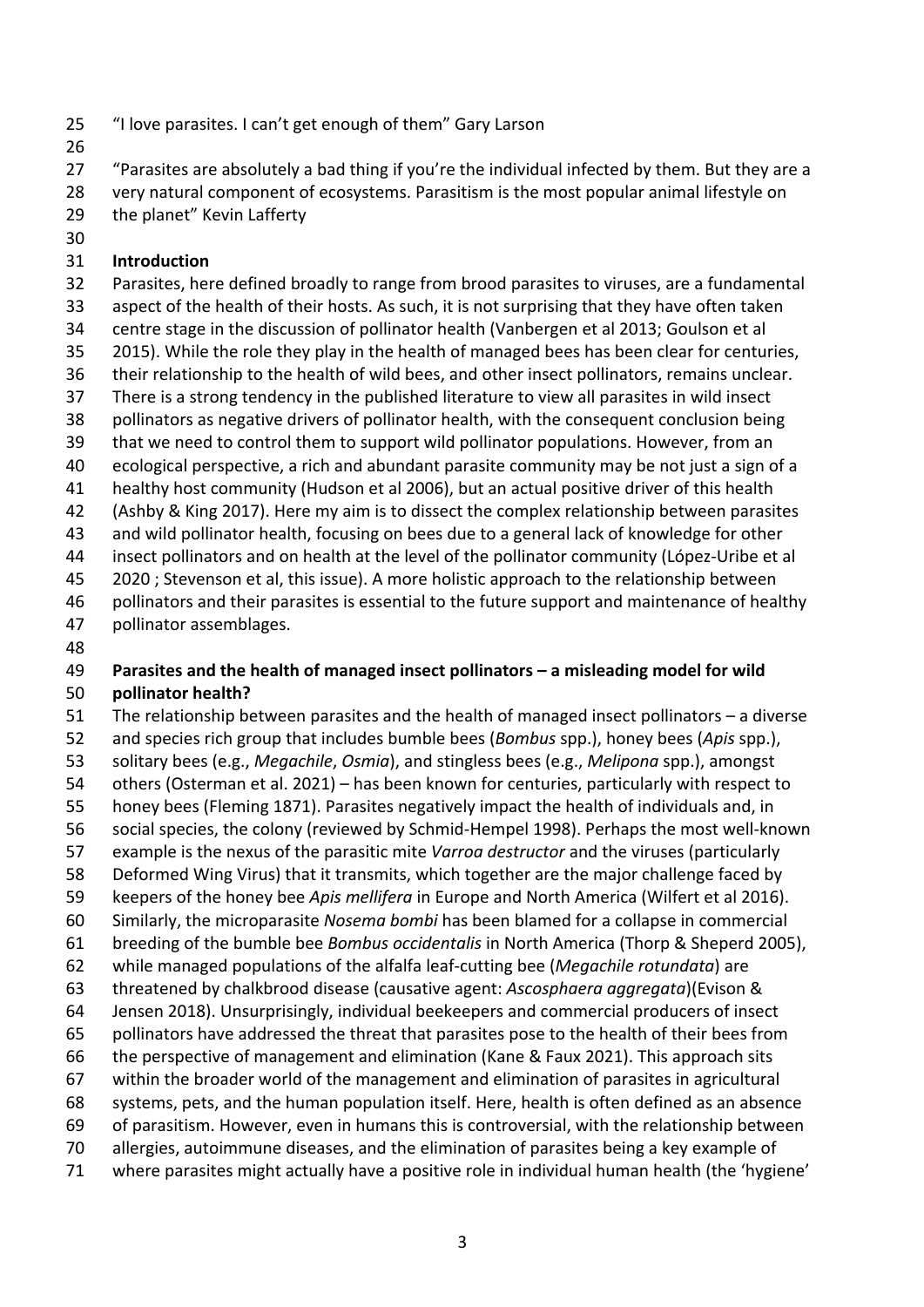"I love parasites. I can't get enough of them" Gary Larson

"Parasites are absolutely a bad thing if you're the individual infected by them. But they are a very natural component of ecosystems. Parasitism is the most popular animal lifestyle on the planet" Kevin Lafferty

## Introduction

Parasites, here defined broadly to range from brood parasites to viruses, are a fundamental aspect of the health of their hosts. As such, it is not surprising that they have often taken centre stage in the discussion of pollinator health (Vanbergen et al 2013; Goulson et al 2015). While the role they play in the health of managed bees has been clear for centuries, their relationship to the health of wild bees, and other insect pollinators, remains unclear. There is a strong tendency in the published literature to view all parasites in wild insect pollinators as negative drivers of pollinator health, with the consequent conclusion being that we need to control them to support wild pollinator populations. However, from an ecological perspective, a rich and abundant parasite community may be not just a sign of a healthy host community (Hudson et al 2006), but an actual positive driver of this health (Ashby & King 2017). Here my aim is to dissect the complex relationship between parasites and wild pollinator health, focusing on bees due to a general lack of knowledge for other insect pollinators and on health at the level of the pollinator community (López-Uribe et al 2020 ; Stevenson et al, this issue). A more holistic approach to the relationship between pollinators and their parasites is essential to the future support and maintenance of healthy pollinator assemblages.

## Parasites and the health of managed insect pollinators – a misleading model for wild pollinator health?

The relationship between parasites and the health of managed insect pollinators – a diverse and species rich group that includes bumble bees (*Bombus* spp.), honey bees (*Apis* spp.), solitary bees (e.g., *Megachile*, *Osmia*), and stingless bees (e.g., *Melipona* spp.), amongst others (Osterman et al. 2021) – has been known for centuries, particularly with respect to honey bees (Fleming 1871). Parasites negatively impact the health of individuals and, in social species, the colony (reviewed by Schmid-Hempel 1998). Perhaps the most well-known example is the nexus of the parasitic mite *Varroa destructor* and the viruses (particularly Deformed Wing Virus) that it transmits, which together are the major challenge faced by keepers of the honey bee *Apis mellifera* in Europe and North America (Wilfert et al 2016). Similarly, the microparasite *Nosema bombi* has been blamed for a collapse in commercial breeding of the bumble bee *Bombus occidentalis* in North America (Thorp & Sheperd 2005), while managed populations of the alfalfa leaf-cutting bee (*Megachile rotundata*) are threatened by chalkbrood disease (causative agent: *Ascosphaera aggregata*)(Evison & Jensen 2018). Unsurprisingly, individual beekeepers and commercial producers of insect pollinators have addressed the threat that parasites pose to the health of their bees from the perspective of management and elimination (Kane & Faux 2021). This approach sits within the broader world of the management and elimination of parasites in agricultural systems, pets, and the human population itself. Here, health is often defined as an absence of parasitism. However, even in humans this is controversial, with the relationship between allergies, autoimmune diseases, and the elimination of parasites being a key example of where parasites might actually have a positive role in individual human health (the 'hygiene'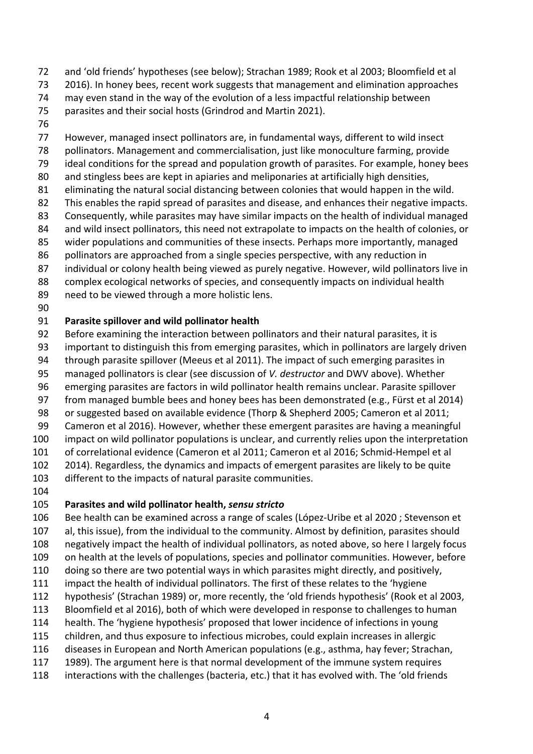and 'old friends' hypotheses (see below); Strachan 1989; Rook et al 2003; Bloomfield et al 2016). In honey bees, recent work suggests that management and elimination approaches may even stand in the way of the evolution of a less impactful relationship between parasites and their social hosts (Grindrod and Martin 2021).

However, managed insect pollinators are, in fundamental ways, different to wild insect pollinators. Management and commercialisation, just like monoculture farming, provide ideal conditions for the spread and population growth of parasites. For example, honey bees and stingless bees are kept in apiaries and meliponaries at artificially high densities, eliminating the natural social distancing between colonies that would happen in the wild. This enables the rapid spread of parasites and disease, and enhances their negative impacts. Consequently, while parasites may have similar impacts on the health of individual managed and wild insect pollinators, this need not extrapolate to impacts on the health of colonies, or wider populations and communities of these insects. Perhaps more importantly, managed pollinators are approached from a single species perspective, with any reduction in individual or colony health being viewed as purely negative. However, wild pollinators live in complex ecological networks of species, and consequently impacts on individual health need to be viewed through a more holistic lens.

## Parasite spillover and wild pollinator health

Before examining the interaction between pollinators and their natural parasites, it is important to distinguish this from emerging parasites, which in pollinators are largely driven through parasite spillover (Meeus et al 2011). The impact of such emerging parasites in managed pollinators is clear (see discussion of *V. destructor* and DWV above). Whether emerging parasites are factors in wild pollinator health remains unclear. Parasite spillover from managed bumble bees and honey bees has been demonstrated (e.g., Fürst et al 2014) or suggested based on available evidence (Thorp & Shepherd 2005; Cameron et al 2011; Cameron et al 2016). However, whether these emergent parasites are having a meaningful impact on wild pollinator populations is unclear, and currently relies upon the interpretation of correlational evidence (Cameron et al 2011; Cameron et al 2016; Schmid-Hempel et al 2014). Regardless, the dynamics and impacts of emergent parasites are likely to be quite different to the impacts of natural parasite communities.

## Parasites and wild pollinator health, *sensu stricto*

Bee health can be examined across a range of scales (López-Uribe et al 2020 ; Stevenson et al, this issue), from the individual to the community. Almost by definition, parasites should negatively impact the health of individual pollinators, as noted above, so here I largely focus on health at the levels of populations, species and pollinator communities. However, before doing so there are two potential ways in which parasites might directly, and positively, impact the health of individual pollinators. The first of these relates to the 'hygiene hypothesis' (Strachan 1989) or, more recently, the 'old friends hypothesis' (Rook et al 2003, Bloomfield et al 2016), both of which were developed in response to challenges to human health. The 'hygiene hypothesis' proposed that lower incidence of infections in young children, and thus exposure to infectious microbes, could explain increases in allergic diseases in European and North American populations (e.g., asthma, hay fever; Strachan, 1989). The argument here is that normal development of the immune system requires interactions with the challenges (bacteria, etc.) that it has evolved with. The 'old friends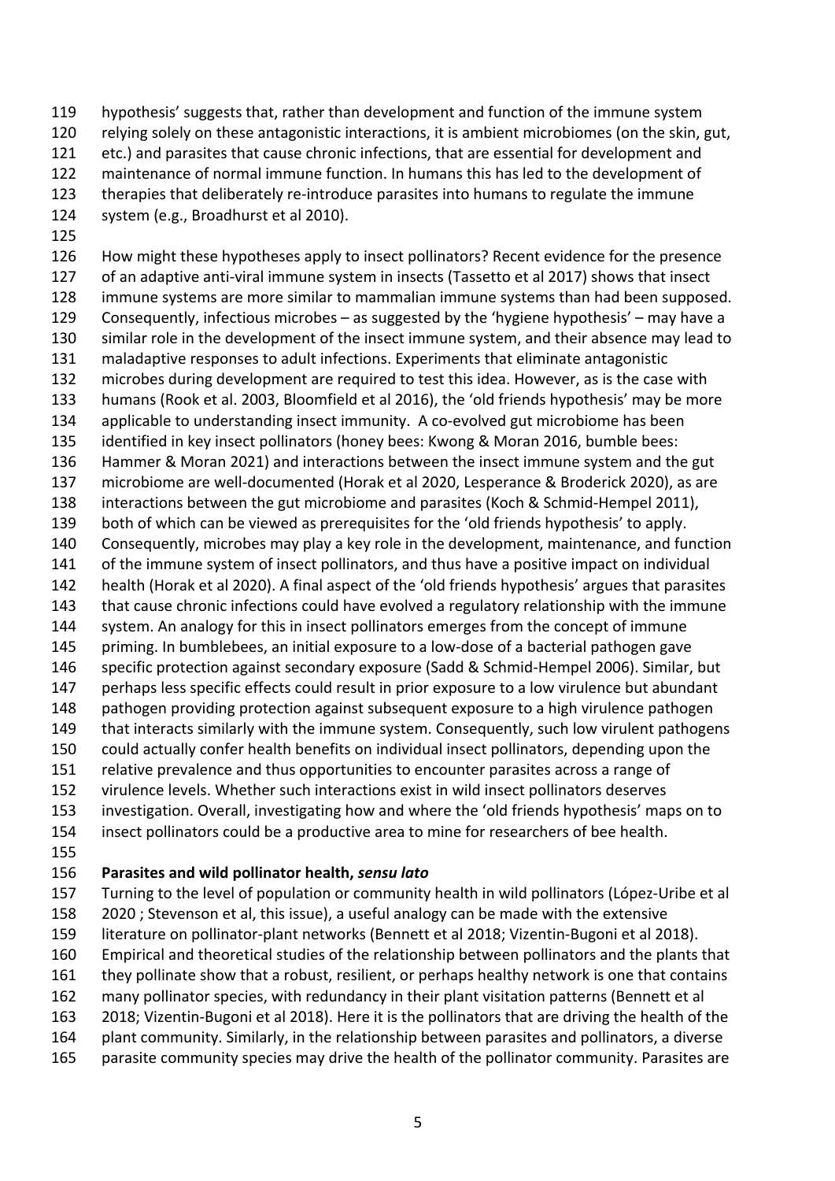hypothesis' suggests that, rather than development and function of the immune system relying solely on these antagonistic interactions, it is ambient microbiomes (on the skin, gut, etc.) and parasites that cause chronic infections, that are essential for development and maintenance of normal immune function. In humans this has led to the development of therapies that deliberately re-introduce parasites into humans to regulate the immune system (e.g., Broadhurst et al 2010).

How might these hypotheses apply to insect pollinators? Recent evidence for the presence of an adaptive anti-viral immune system in insects (Tassetto et al 2017) shows that insect immune systems are more similar to mammalian immune systems than had been supposed. Consequently, infectious microbes – as suggested by the 'hygiene hypothesis' – may have a similar role in the development of the insect immune system, and their absence may lead to maladaptive responses to adult infections. Experiments that eliminate antagonistic microbes during development are required to test this idea. However, as is the case with humans (Rook et al. 2003, Bloomfield et al 2016), the 'old friends hypothesis' may be more applicable to understanding insect immunity. A co-evolved gut microbiome has been identified in key insect pollinators (honey bees: Kwong & Moran 2016, bumble bees: Hammer & Moran 2021) and interactions between the insect immune system and the gut microbiome are well-documented (Horak et al 2020, Lesperance & Broderick 2020), as are interactions between the gut microbiome and parasites (Koch & Schmid-Hempel 2011), both of which can be viewed as prerequisites for the 'old friends hypothesis' to apply. Consequently, microbes may play a key role in the development, maintenance, and function of the immune system of insect pollinators, and thus have a positive impact on individual health (Horak et al 2020). A final aspect of the 'old friends hypothesis' argues that parasites that cause chronic infections could have evolved a regulatory relationship with the immune system. An analogy for this in insect pollinators emerges from the concept of immune priming. In bumblebees, an initial exposure to a low-dose of a bacterial pathogen gave specific protection against secondary exposure (Sadd & Schmid-Hempel 2006). Similar, but perhaps less specific effects could result in prior exposure to a low virulence but abundant pathogen providing protection against subsequent exposure to a high virulence pathogen that interacts similarly with the immune system. Consequently, such low virulent pathogens could actually confer health benefits on individual insect pollinators, depending upon the relative prevalence and thus opportunities to encounter parasites across a range of virulence levels. Whether such interactions exist in wild insect pollinators deserves investigation. Overall, investigating how and where the 'old friends hypothesis' maps on to insect pollinators could be a productive area to mine for researchers of bee health.

## Parasites and wild pollinator health, *sensu lato*

Turning to the level of population or community health in wild pollinators (López-Uribe et al 2020 ; Stevenson et al, this issue), a useful analogy can be made with the extensive literature on pollinator-plant networks (Bennett et al 2018; Vizentin-Bugoni et al 2018). Empirical and theoretical studies of the relationship between pollinators and the plants that they pollinate show that a robust, resilient, or perhaps healthy network is one that contains many pollinator species, with redundancy in their plant visitation patterns (Bennett et al 2018; Vizentin-Bugoni et al 2018). Here it is the pollinators that are driving the health of the plant community. Similarly, in the relationship between parasites and pollinators, a diverse parasite community species may drive the health of the pollinator community. Parasites are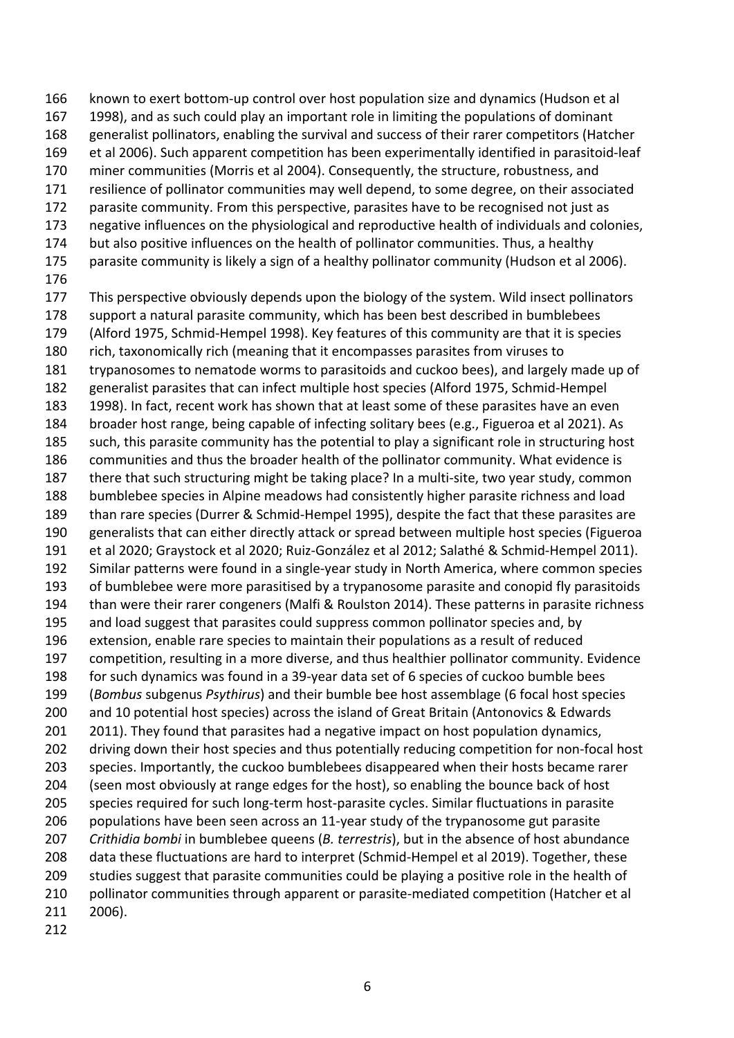known to exert bottom-up control over host population size and dynamics (Hudson et al 1998), and as such could play an important role in limiting the populations of dominant generalist pollinators, enabling the survival and success of their rarer competitors (Hatcher et al 2006). Such apparent competition has been experimentally identified in parasitoid-leaf miner communities (Morris et al 2004). Consequently, the structure, robustness, and resilience of pollinator communities may well depend, to some degree, on their associated parasite community. From this perspective, parasites have to be recognised not just as negative influences on the physiological and reproductive health of individuals and colonies, but also positive influences on the health of pollinator communities. Thus, a healthy parasite community is likely a sign of a healthy pollinator community (Hudson et al 2006).

This perspective obviously depends upon the biology of the system. Wild insect pollinators support a natural parasite community, which has been best described in bumblebees (Alford 1975, Schmid-Hempel 1998). Key features of this community are that it is species rich, taxonomically rich (meaning that it encompasses parasites from viruses to trypanosomes to nematode worms to parasitoids and cuckoo bees), and largely made up of generalist parasites that can infect multiple host species (Alford 1975, Schmid-Hempel 1998). In fact, recent work has shown that at least some of these parasites have an even broader host range, being capable of infecting solitary bees (e.g., Figueroa et al 2021). As such, this parasite community has the potential to play a significant role in structuring host communities and thus the broader health of the pollinator community. What evidence is there that such structuring might be taking place? In a multi-site, two year study, common bumblebee species in Alpine meadows had consistently higher parasite richness and load than rare species (Durrer & Schmid-Hempel 1995), despite the fact that these parasites are generalists that can either directly attack or spread between multiple host species (Figueroa et al 2020; Graystock et al 2020; Ruiz-González et al 2012; Salathé & Schmid-Hempel 2011). Similar patterns were found in a single-year study in North America, where common species of bumblebee were more parasitised by a trypanosome parasite and conopid fly parasitoids than were their rarer congeners (Malfi & Roulston 2014). These patterns in parasite richness and load suggest that parasites could suppress common pollinator species and, by extension, enable rare species to maintain their populations as a result of reduced competition, resulting in a more diverse, and thus healthier pollinator community. Evidence for such dynamics was found in a 39-year data set of 6 species of cuckoo bumble bees (*Bombus* subgenus *Psythirus*) and their bumble bee host assemblage (6 focal host species and 10 potential host species) across the island of Great Britain (Antonovics & Edwards 2011). They found that parasites had a negative impact on host population dynamics, driving down their host species and thus potentially reducing competition for non-focal host species. Importantly, the cuckoo bumblebees disappeared when their hosts became rarer (seen most obviously at range edges for the host), so enabling the bounce back of host species required for such long-term host-parasite cycles. Similar fluctuations in parasite populations have been seen across an 11-year study of the trypanosome gut parasite *Crithidia bombi* in bumblebee queens (*B. terrestris*), but in the absence of host abundance data these fluctuations are hard to interpret (Schmid-Hempel et al 2019). Together, these studies suggest that parasite communities could be playing a positive role in the health of pollinator communities through apparent or parasite-mediated competition (Hatcher et al 2006).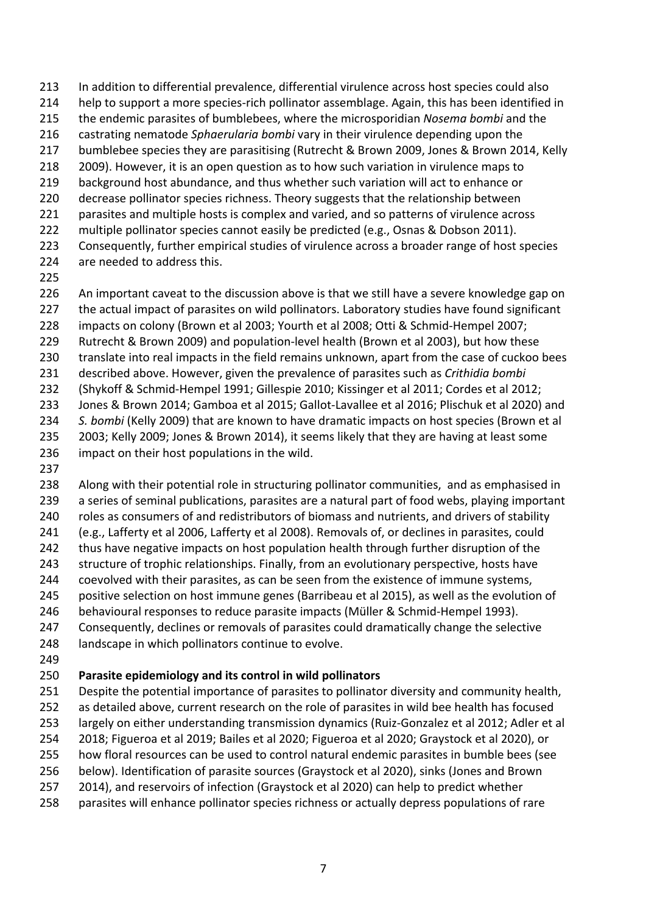In addition to differential prevalence, differential virulence across host species could also help to support a more species-rich pollinator assemblage. Again, this has been identified in the endemic parasites of bumblebees, where the microsporidian *Nosema bombi* and the castrating nematode *Sphaerularia bombi* vary in their virulence depending upon the bumblebee species they are parasitising (Rutrecht & Brown 2009, Jones & Brown 2014, Kelly 2009). However, it is an open question as to how such variation in virulence maps to background host abundance, and thus whether such variation will act to enhance or decrease pollinator species richness. Theory suggests that the relationship between parasites and multiple hosts is complex and varied, and so patterns of virulence across multiple pollinator species cannot easily be predicted (e.g., Osnas & Dobson 2011). Consequently, further empirical studies of virulence across a broader range of host species are needed to address this.

An important caveat to the discussion above is that we still have a severe knowledge gap on the actual impact of parasites on wild pollinators. Laboratory studies have found significant impacts on colony (Brown et al 2003; Yourth et al 2008; Otti & Schmid-Hempel 2007; Rutrecht & Brown 2009) and population-level health (Brown et al 2003), but how these translate into real impacts in the field remains unknown, apart from the case of cuckoo bees described above. However, given the prevalence of parasites such as *Crithidia bombi* (Shykoff & Schmid-Hempel 1991; Gillespie 2010; Kissinger et al 2011; Cordes et al 2012; Jones & Brown 2014; Gamboa et al 2015; Gallot-Lavallee et al 2016; Plischuk et al 2020) and *S. bombi* (Kelly 2009) that are known to have dramatic impacts on host species (Brown et al 2003; Kelly 2009; Jones & Brown 2014), it seems likely that they are having at least some impact on their host populations in the wild.

Along with their potential role in structuring pollinator communities, and as emphasised in a series of seminal publications, parasites are a natural part of food webs, playing important roles as consumers of and redistributors of biomass and nutrients, and drivers of stability (e.g., Lafferty et al 2006, Lafferty et al 2008). Removals of, or declines in parasites, could thus have negative impacts on host population health through further disruption of the structure of trophic relationships. Finally, from an evolutionary perspective, hosts have coevolved with their parasites, as can be seen from the existence of immune systems, positive selection on host immune genes (Barribeau et al 2015), as well as the evolution of behavioural responses to reduce parasite impacts (Müller & Schmid-Hempel 1993). Consequently, declines or removals of parasites could dramatically change the selective landscape in which pollinators continue to evolve.

**Parasite epidemiology and its control in wild pollinators**

Despite the potential importance of parasites to pollinator diversity and community health, as detailed above, current research on the role of parasites in wild bee health has focused largely on either understanding transmission dynamics (Ruiz-Gonzalez et al 2012; Adler et al 2018; Figueroa et al 2019; Bailes et al 2020; Figueroa et al 2020; Graystock et al 2020), or how floral resources can be used to control natural endemic parasites in bumble bees (see below). Identification of parasite sources (Graystock et al 2020), sinks (Jones and Brown 2014), and reservoirs of infection (Graystock et al 2020) can help to predict whether parasites will enhance pollinator species richness or actually depress populations of rare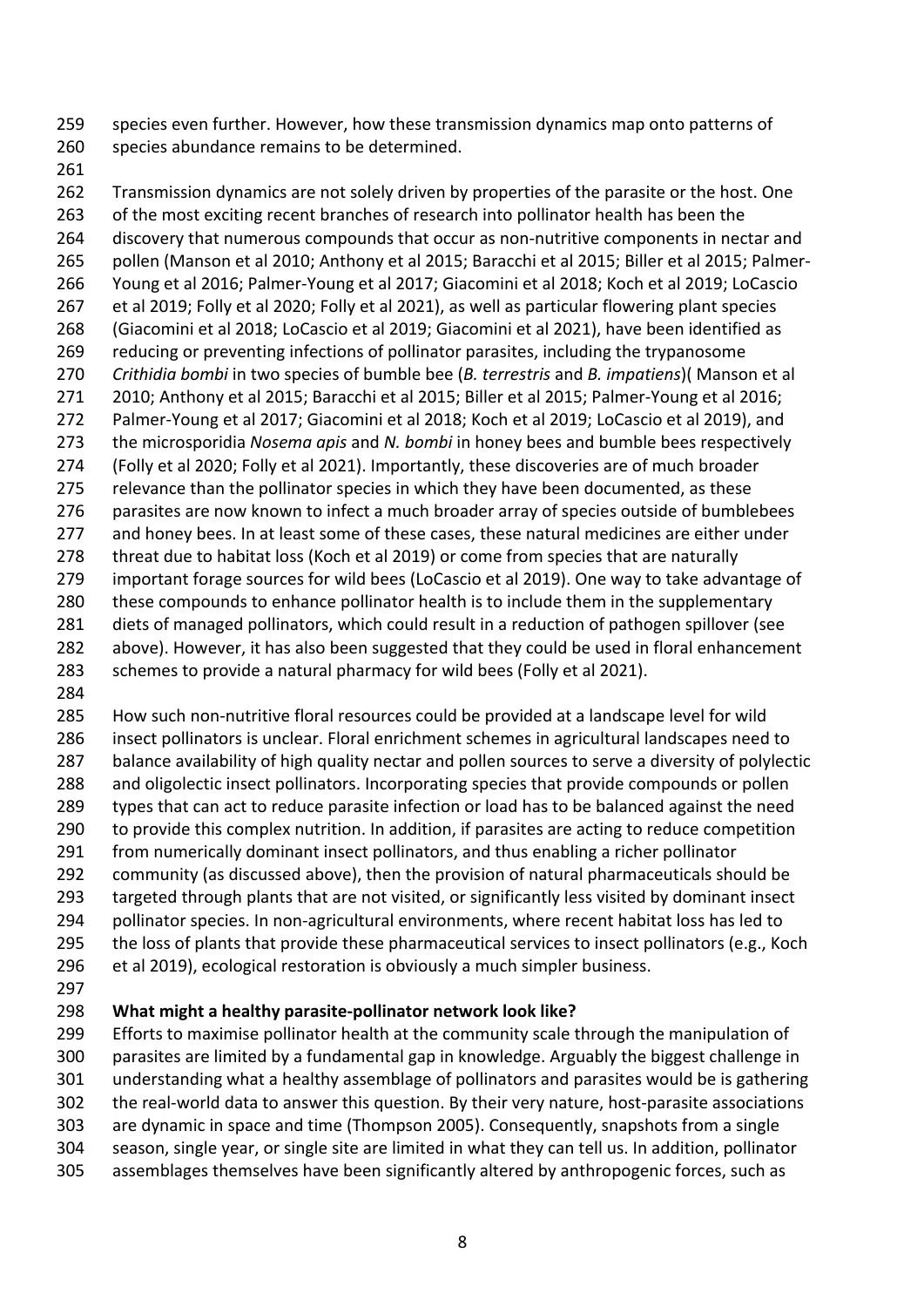species even further. However, how these transmission dynamics map onto patterns of species abundance remains to be determined.

Transmission dynamics are not solely driven by properties of the parasite or the host. One of the most exciting recent branches of research into pollinator health has been the discovery that numerous compounds that occur as non-nutritive components in nectar and pollen (Manson et al 2010; Anthony et al 2015; Baracchi et al 2015; Biller et al 2015; Palmer-Young et al 2016; Palmer-Young et al 2017; Giacomini et al 2018; Koch et al 2019; LoCascio et al 2019; Folly et al 2020; Folly et al 2021), as well as particular flowering plant species (Giacomini et al 2018; LoCascio et al 2019; Giacomini et al 2021), have been identified as reducing or preventing infections of pollinator parasites, including the trypanosome *Crithidia bombi* in two species of bumble bee (*B. terrestris* and *B. impatiens*)( Manson et al 2010; Anthony et al 2015; Baracchi et al 2015; Biller et al 2015; Palmer-Young et al 2016; Palmer-Young et al 2017; Giacomini et al 2018; Koch et al 2019; LoCascio et al 2019), and the microsporidia *Nosema apis* and *N. bombi* in honey bees and bumble bees respectively (Folly et al 2020; Folly et al 2021). Importantly, these discoveries are of much broader relevance than the pollinator species in which they have been documented, as these parasites are now known to infect a much broader array of species outside of bumblebees and honey bees. In at least some of these cases, these natural medicines are either under threat due to habitat loss (Koch et al 2019) or come from species that are naturally important forage sources for wild bees (LoCascio et al 2019). One way to take advantage of these compounds to enhance pollinator health is to include them in the supplementary diets of managed pollinators, which could result in a reduction of pathogen spillover (see above). However, it has also been suggested that they could be used in floral enhancement schemes to provide a natural pharmacy for wild bees (Folly et al 2021).

How such non-nutritive floral resources could be provided at a landscape level for wild insect pollinators is unclear. Floral enrichment schemes in agricultural landscapes need to balance availability of high quality nectar and pollen sources to serve a diversity of polylectic and oligolectic insect pollinators. Incorporating species that provide compounds or pollen types that can act to reduce parasite infection or load has to be balanced against the need to provide this complex nutrition. In addition, if parasites are acting to reduce competition from numerically dominant insect pollinators, and thus enabling a richer pollinator community (as discussed above), then the provision of natural pharmaceuticals should be targeted through plants that are not visited, or significantly less visited by dominant insect pollinator species. In non-agricultural environments, where recent habitat loss has led to the loss of plants that provide these pharmaceutical services to insect pollinators (e.g., Koch et al 2019), ecological restoration is obviously a much simpler business.

## What might a healthy parasite-pollinator network look like?

Efforts to maximise pollinator health at the community scale through the manipulation of parasites are limited by a fundamental gap in knowledge. Arguably the biggest challenge in understanding what a healthy assemblage of pollinators and parasites would be is gathering the real-world data to answer this question. By their very nature, host-parasite associations are dynamic in space and time (Thompson 2005). Consequently, snapshots from a single season, single year, or single site are limited in what they can tell us. In addition, pollinator assemblages themselves have been significantly altered by anthropogenic forces, such as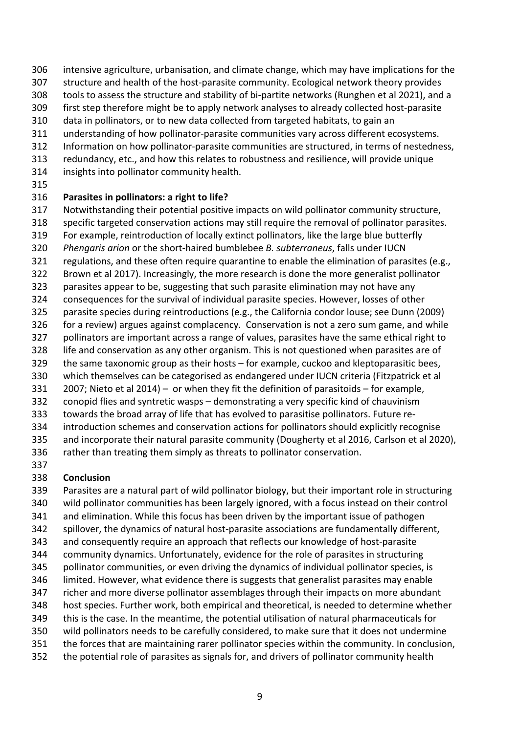intensive agriculture, urbanisation, and climate change, which may have implications for the structure and health of the host-parasite community. Ecological network theory provides tools to assess the structure and stability of bi-partite networks (Runghen et al 2021), and a first step therefore might be to apply network analyses to already collected host-parasite data in pollinators, or to new data collected from targeted habitats, to gain an understanding of how pollinator-parasite communities vary across different ecosystems. Information on how pollinator-parasite communities are structured, in terms of nestedness, redundancy, etc., and how this relates to robustness and resilience, will provide unique insights into pollinator community health.

## Parasites in pollinators: a right to life?

Notwithstanding their potential positive impacts on wild pollinator community structure, specific targeted conservation actions may still require the removal of pollinator parasites. For example, reintroduction of locally extinct pollinators, like the large blue butterfly *Phengaris arion* or the short-haired bumblebee *B. subterraneus*, falls under IUCN regulations, and these often require quarantine to enable the elimination of parasites (e.g., Brown et al 2017). Increasingly, the more research is done the more generalist pollinator parasites appear to be, suggesting that such parasite elimination may not have any consequences for the survival of individual parasite species. However, losses of other parasite species during reintroductions (e.g., the California condor louse; see Dunn (2009) for a review) argues against complacency. Conservation is not a zero sum game, and while pollinators are important across a range of values, parasites have the same ethical right to life and conservation as any other organism. This is not questioned when parasites are of the same taxonomic group as their hosts – for example, cuckoo and kleptoparasitic bees, which themselves can be categorised as endangered under IUCN criteria (Fitzpatrick et al 2007; Nieto et al 2014) – or when they fit the definition of parasitoids – for example, conopid flies and syntretic wasps – demonstrating a very specific kind of chauvinism towards the broad array of life that has evolved to parasitise pollinators. Future re-introduction schemes and conservation actions for pollinators should explicitly recognise and incorporate their natural parasite community (Dougherty et al 2016, Carlson et al 2020), rather than treating them simply as threats to pollinator conservation.

## Conclusion

Parasites are a natural part of wild pollinator biology, but their important role in structuring wild pollinator communities has been largely ignored, with a focus instead on their control and elimination. While this focus has been driven by the important issue of pathogen spillover, the dynamics of natural host-parasite associations are fundamentally different, and consequently require an approach that reflects our knowledge of host-parasite community dynamics. Unfortunately, evidence for the role of parasites in structuring pollinator communities, or even driving the dynamics of individual pollinator species, is limited. However, what evidence there is suggests that generalist parasites may enable richer and more diverse pollinator assemblages through their impacts on more abundant host species. Further work, both empirical and theoretical, is needed to determine whether this is the case. In the meantime, the potential utilisation of natural pharmaceuticals for wild pollinators needs to be carefully considered, to make sure that it does not undermine the forces that are maintaining rarer pollinator species within the community. In conclusion, the potential role of parasites as signals for, and drivers of pollinator community health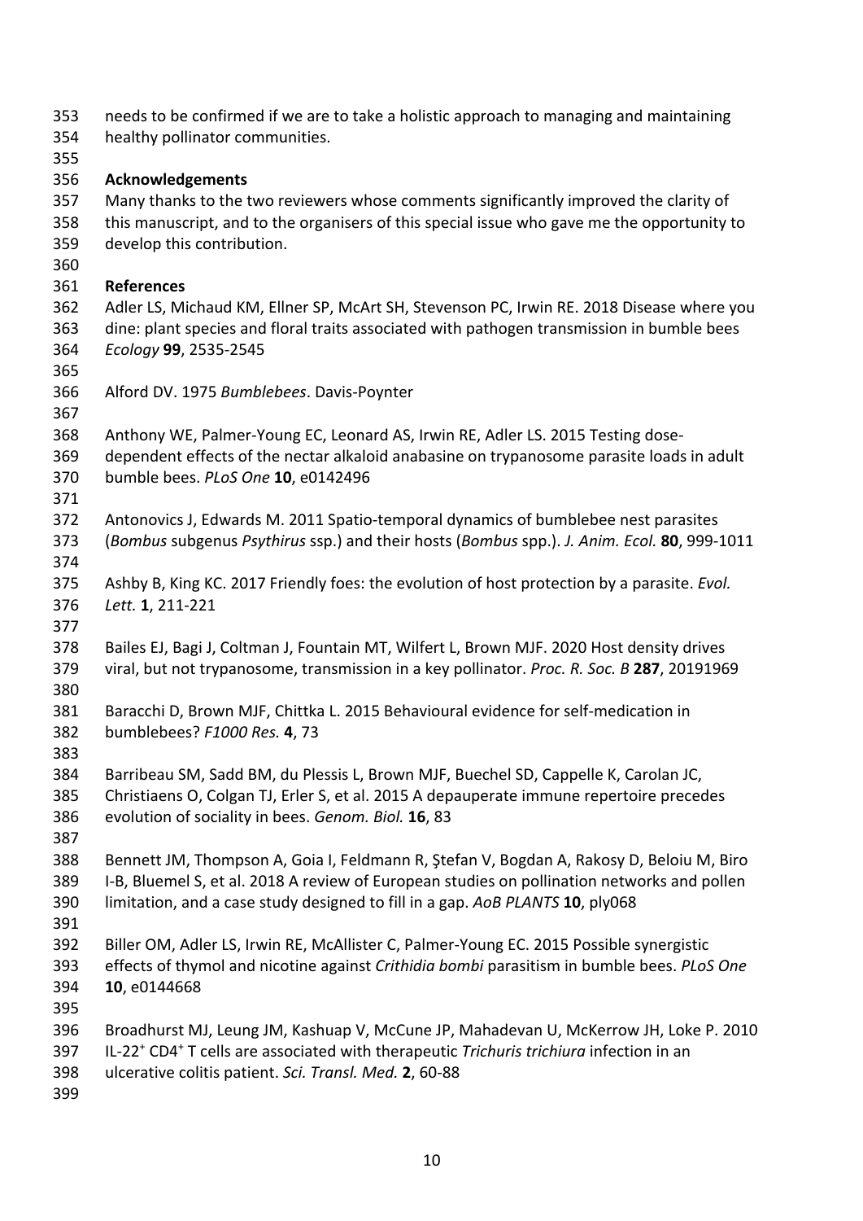needs to be confirmed if we are to take a holistic approach to managing and maintaining healthy pollinator communities.

## Acknowledgements

Many thanks to the two reviewers whose comments significantly improved the clarity of this manuscript, and to the organisers of this special issue who gave me the opportunity to develop this contribution.

## References

Adler LS, Michaud KM, Ellner SP, McArt SH, Stevenson PC, Irwin RE. 2018 Disease where you dine: plant species and floral traits associated with pathogen transmission in bumble bees *Ecology* **99**, 2535-2545

Alford DV. 1975 *Bumblebees*. Davis-Poynter

Anthony WE, Palmer-Young EC, Leonard AS, Irwin RE, Adler LS. 2015 Testing dose-dependent effects of the nectar alkaloid anabasine on trypanosome parasite loads in adult bumble bees. *PLoS One* **10**, e0142496

Antonovics J, Edwards M. 2011 Spatio-temporal dynamics of bumblebee nest parasites (*Bombus* subgenus *Psythirus* ssp.) and their hosts (*Bombus* spp.). *J. Anim. Ecol.* **80**, 999-1011

Ashby B, King KC. 2017 Friendly foes: the evolution of host protection by a parasite. *Evol. Lett.* **1**, 211-221

Bailes EJ, Bagi J, Coltman J, Fountain MT, Wilfert L, Brown MJF. 2020 Host density drives viral, but not trypanosome, transmission in a key pollinator. *Proc. R. Soc. B* **287**, 20191969

Baracchi D, Brown MJF, Chittka L. 2015 Behavioural evidence for self-medication in bumblebees? *F1000 Res.* **4**, 73

Barribeau SM, Sadd BM, du Plessis L, Brown MJF, Buechel SD, Cappelle K, Carolan JC, Christiaens O, Colgan TJ, Erler S, et al. 2015 A depauperate immune repertoire precedes evolution of sociality in bees. *Genom. Biol.* **16**, 83

Bennett JM, Thompson A, Goia I, Feldmann R, Ştefan V, Bogdan A, Rakosy D, Beloiu M, Biro I-B, Bluemel S, et al. 2018 A review of European studies on pollination networks and pollen limitation, and a case study designed to fill in a gap. *AoB PLANTS* **10**, ply068

Biller OM, Adler LS, Irwin RE, McAllister C, Palmer-Young EC. 2015 Possible synergistic effects of thymol and nicotine against *Crithidia bombi* parasitism in bumble bees. *PLoS One* **10**, e0144668

Broadhurst MJ, Leung JM, Kashuap V, McCune JP, Mahadevan U, McKerrow JH, Loke P. 2010 IL-22$^+$ CD4$^+$ T cells are associated with therapeutic *Trichuris trichiura* infection in an ulcerative colitis patient. *Sci. Transl. Med.* **2**, 60-88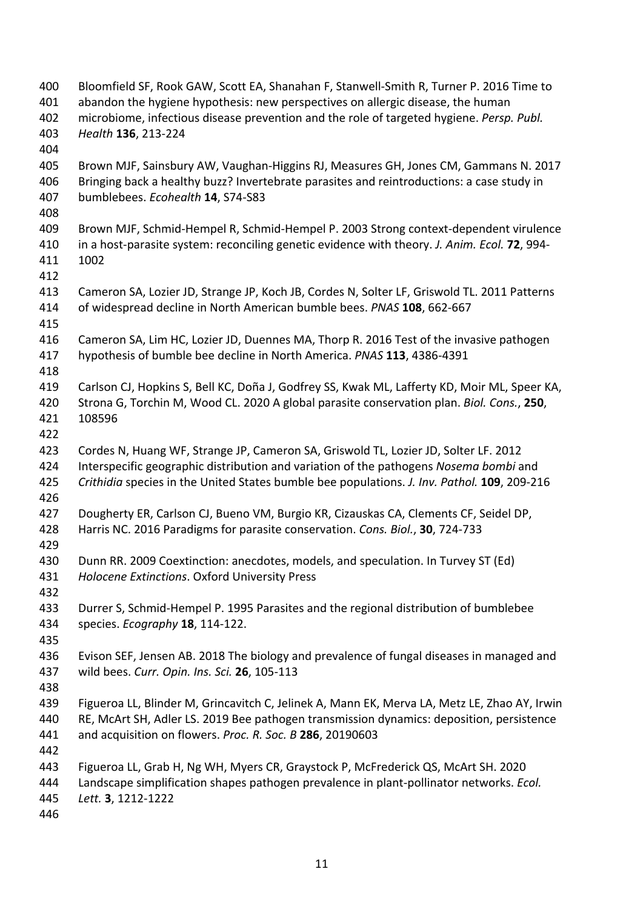Bloomfield SF, Rook GAW, Scott EA, Shanahan F, Stanwell-Smith R, Turner P. 2016 Time to abandon the hygiene hypothesis: new perspectives on allergic disease, the human microbiome, infectious disease prevention and the role of targeted hygiene. *Persp. Publ. Health* **136**, 213-224

Brown MJF, Sainsbury AW, Vaughan-Higgins RJ, Measures GH, Jones CM, Gammans N. 2017 Bringing back a healthy buzz? Invertebrate parasites and reintroductions: a case study in bumblebees. *Ecohealth* **14**, S74-S83

Brown MJF, Schmid-Hempel R, Schmid-Hempel P. 2003 Strong context-dependent virulence in a host-parasite system: reconciling genetic evidence with theory. *J. Anim. Ecol.* **72**, 994-1002

Cameron SA, Lozier JD, Strange JP, Koch JB, Cordes N, Solter LF, Griswold TL. 2011 Patterns of widespread decline in North American bumble bees. *PNAS* **108**, 662-667

Cameron SA, Lim HC, Lozier JD, Duennes MA, Thorp R. 2016 Test of the invasive pathogen hypothesis of bumble bee decline in North America. *PNAS* **113**, 4386-4391

Carlson CJ, Hopkins S, Bell KC, Doña J, Godfrey SS, Kwak ML, Lafferty KD, Moir ML, Speer KA, Strona G, Torchin M, Wood CL. 2020 A global parasite conservation plan. *Biol. Cons.*, **250**, 108596

Cordes N, Huang WF, Strange JP, Cameron SA, Griswold TL, Lozier JD, Solter LF. 2012 Interspecific geographic distribution and variation of the pathogens *Nosema bombi* and *Crithidia* species in the United States bumble bee populations. *J. Inv. Pathol.* **109**, 209-216

Dougherty ER, Carlson CJ, Bueno VM, Burgio KR, Cizauskas CA, Clements CF, Seidel DP, Harris NC. 2016 Paradigms for parasite conservation. *Cons. Biol.*, **30**, 724-733

Dunn RR. 2009 Coextinction: anecdotes, models, and speculation. In Turvey ST (Ed) *Holocene Extinctions*. Oxford University Press

Durrer S, Schmid-Hempel P. 1995 Parasites and the regional distribution of bumblebee species. *Ecography* **18**, 114-122.

Evison SEF, Jensen AB. 2018 The biology and prevalence of fungal diseases in managed and wild bees. *Curr. Opin. Ins. Sci.* **26**, 105-113

Figueroa LL, Blinder M, Grincavitch C, Jelinek A, Mann EK, Merva LA, Metz LE, Zhao AY, Irwin RE, McArt SH, Adler LS. 2019 Bee pathogen transmission dynamics: deposition, persistence and acquisition on flowers. *Proc. R. Soc. B* **286**, 20190603

Figueroa LL, Grab H, Ng WH, Myers CR, Graystock P, McFrederick QS, McArt SH. 2020 Landscape simplification shapes pathogen prevalence in plant-pollinator networks. *Ecol. Lett.* **3**, 1212-1222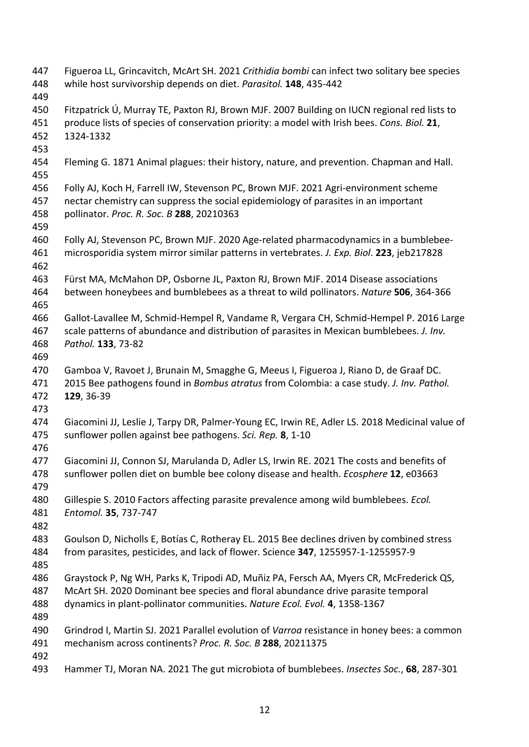Figueroa LL, Grincavitch, McArt SH. 2021 *Crithidia bombi* can infect two solitary bee species while host survivorship depends on diet. *Parasitol.* **148**, 435-442

Fitzpatrick Ú, Murray TE, Paxton RJ, Brown MJF. 2007 Building on IUCN regional red lists to produce lists of species of conservation priority: a model with Irish bees. *Cons. Biol.* **21**, 1324-1332

Fleming G. 1871 Animal plagues: their history, nature, and prevention. Chapman and Hall.

Folly AJ, Koch H, Farrell IW, Stevenson PC, Brown MJF. 2021 Agri-environment scheme nectar chemistry can suppress the social epidemiology of parasites in an important pollinator. *Proc. R. Soc. B* **288**, 20210363

Folly AJ, Stevenson PC, Brown MJF. 2020 Age-related pharmacodynamics in a bumblebee-microsporidia system mirror similar patterns in vertebrates. *J. Exp. Biol*. **223**, jeb217828

Fürst MA, McMahon DP, Osborne JL, Paxton RJ, Brown MJF. 2014 Disease associations between honeybees and bumblebees as a threat to wild pollinators. *Nature* **506**, 364-366

Gallot-Lavallee M, Schmid-Hempel R, Vandame R, Vergara CH, Schmid-Hempel P. 2016 Large scale patterns of abundance and distribution of parasites in Mexican bumblebees. *J. Inv. Pathol.* **133**, 73-82

Gamboa V, Ravoet J, Brunain M, Smagghe G, Meeus I, Figueroa J, Riano D, de Graaf DC. 2015 Bee pathogens found in *Bombus atratus* from Colombia: a case study. *J. Inv. Pathol.* **129**, 36-39

Giacomini JJ, Leslie J, Tarpy DR, Palmer-Young EC, Irwin RE, Adler LS. 2018 Medicinal value of sunflower pollen against bee pathogens. *Sci. Rep.* **8**, 1-10

Giacomini JJ, Connon SJ, Marulanda D, Adler LS, Irwin RE. 2021 The costs and benefits of sunflower pollen diet on bumble bee colony disease and health. *Ecosphere* **12**, e03663

Gillespie S. 2010 Factors affecting parasite prevalence among wild bumblebees. *Ecol. Entomol.* **35**, 737-747

Goulson D, Nicholls E, Botías C, Rotheray EL. 2015 Bee declines driven by combined stress from parasites, pesticides, and lack of flower. Science **347**, 1255957-1-1255957-9

Graystock P, Ng WH, Parks K, Tripodi AD, Muñiz PA, Fersch AA, Myers CR, McFrederick QS, McArt SH. 2020 Dominant bee species and floral abundance drive parasite temporal dynamics in plant-pollinator communities. *Nature Ecol. Evol.* **4**, 1358-1367

Grindrod I, Martin SJ. 2021 Parallel evolution of *Varroa* resistance in honey bees: a common mechanism across continents? *Proc. R. Soc. B* **288**, 20211375

Hammer TJ, Moran NA. 2021 The gut microbiota of bumblebees. *Insectes Soc.*, **68**, 287-301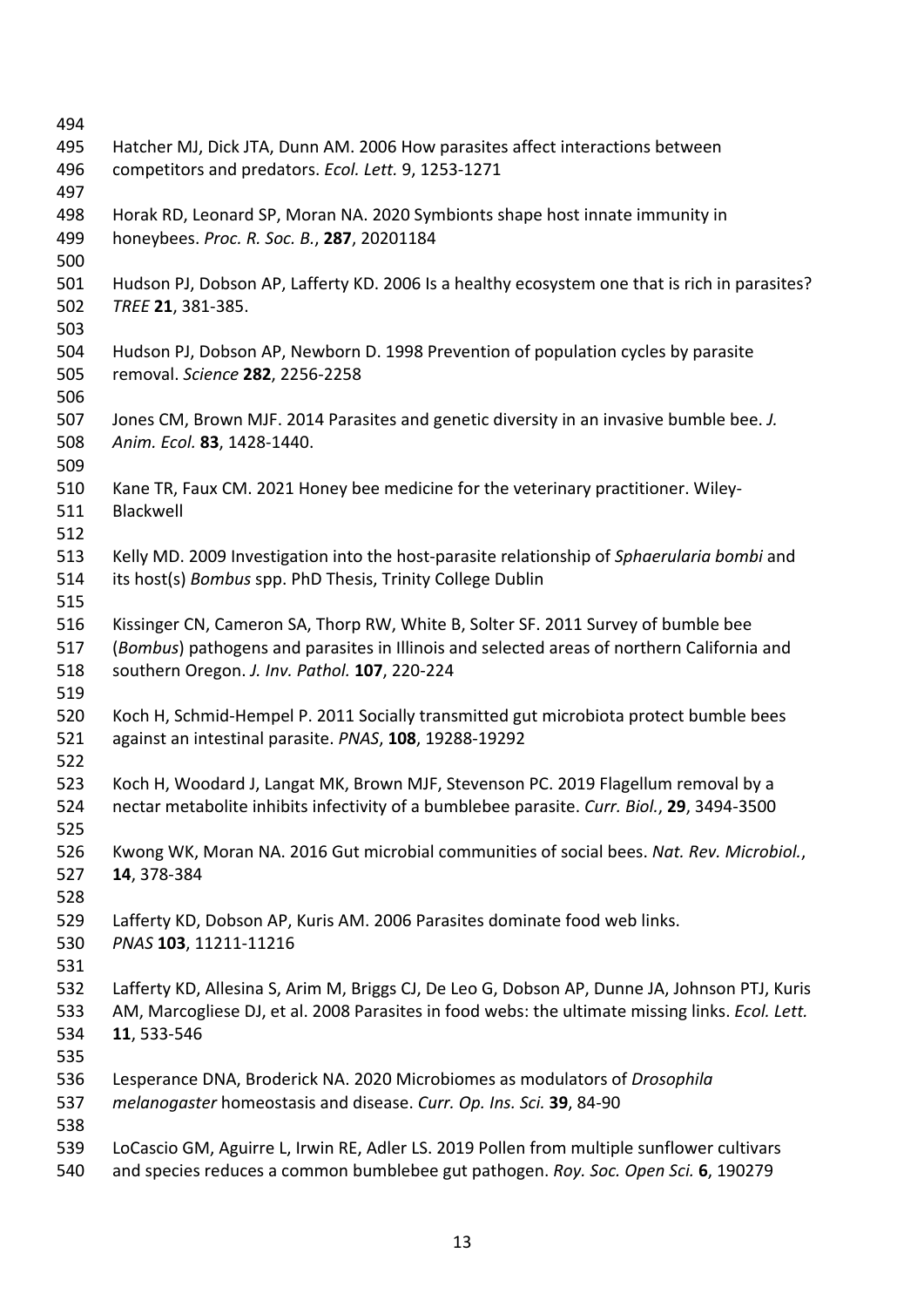Hatcher MJ, Dick JTA, Dunn AM. 2006 How parasites affect interactions between competitors and predators. *Ecol. Lett.* 9, 1253-1271

Horak RD, Leonard SP, Moran NA. 2020 Symbionts shape host innate immunity in honeybees. *Proc. R. Soc. B.*, **287**, 20201184

Hudson PJ, Dobson AP, Lafferty KD. 2006 Is a healthy ecosystem one that is rich in parasites? *TREE* **21**, 381-385.

Hudson PJ, Dobson AP, Newborn D. 1998 Prevention of population cycles by parasite removal. *Science* **282**, 2256-2258

Jones CM, Brown MJF. 2014 Parasites and genetic diversity in an invasive bumble bee. *J. Anim. Ecol.* **83**, 1428-1440.

Kane TR, Faux CM. 2021 Honey bee medicine for the veterinary practitioner. Wiley-Blackwell

Kelly MD. 2009 Investigation into the host-parasite relationship of *Sphaerularia bombi* and its host(s) *Bombus* spp. PhD Thesis, Trinity College Dublin

Kissinger CN, Cameron SA, Thorp RW, White B, Solter SF. 2011 Survey of bumble bee (*Bombus*) pathogens and parasites in Illinois and selected areas of northern California and southern Oregon. *J. Inv. Pathol.* **107**, 220-224

Koch H, Schmid-Hempel P. 2011 Socially transmitted gut microbiota protect bumble bees against an intestinal parasite. *PNAS*, **108**, 19288-19292

Koch H, Woodard J, Langat MK, Brown MJF, Stevenson PC. 2019 Flagellum removal by a nectar metabolite inhibits infectivity of a bumblebee parasite. *Curr. Biol.*, **29**, 3494-3500

Kwong WK, Moran NA. 2016 Gut microbial communities of social bees. *Nat. Rev. Microbiol.*, **14**, 378-384

Lafferty KD, Dobson AP, Kuris AM. 2006 Parasites dominate food web links. *PNAS* **103**, 11211-11216

Lafferty KD, Allesina S, Arim M, Briggs CJ, De Leo G, Dobson AP, Dunne JA, Johnson PTJ, Kuris AM, Marcogliese DJ, et al. 2008 Parasites in food webs: the ultimate missing links. *Ecol. Lett.* **11**, 533-546

Lesperance DNA, Broderick NA. 2020 Microbiomes as modulators of *Drosophila melanogaster* homeostasis and disease. *Curr. Op. Ins. Sci.* **39**, 84-90

LoCascio GM, Aguirre L, Irwin RE, Adler LS. 2019 Pollen from multiple sunflower cultivars and species reduces a common bumblebee gut pathogen. *Roy. Soc. Open Sci.* **6**, 190279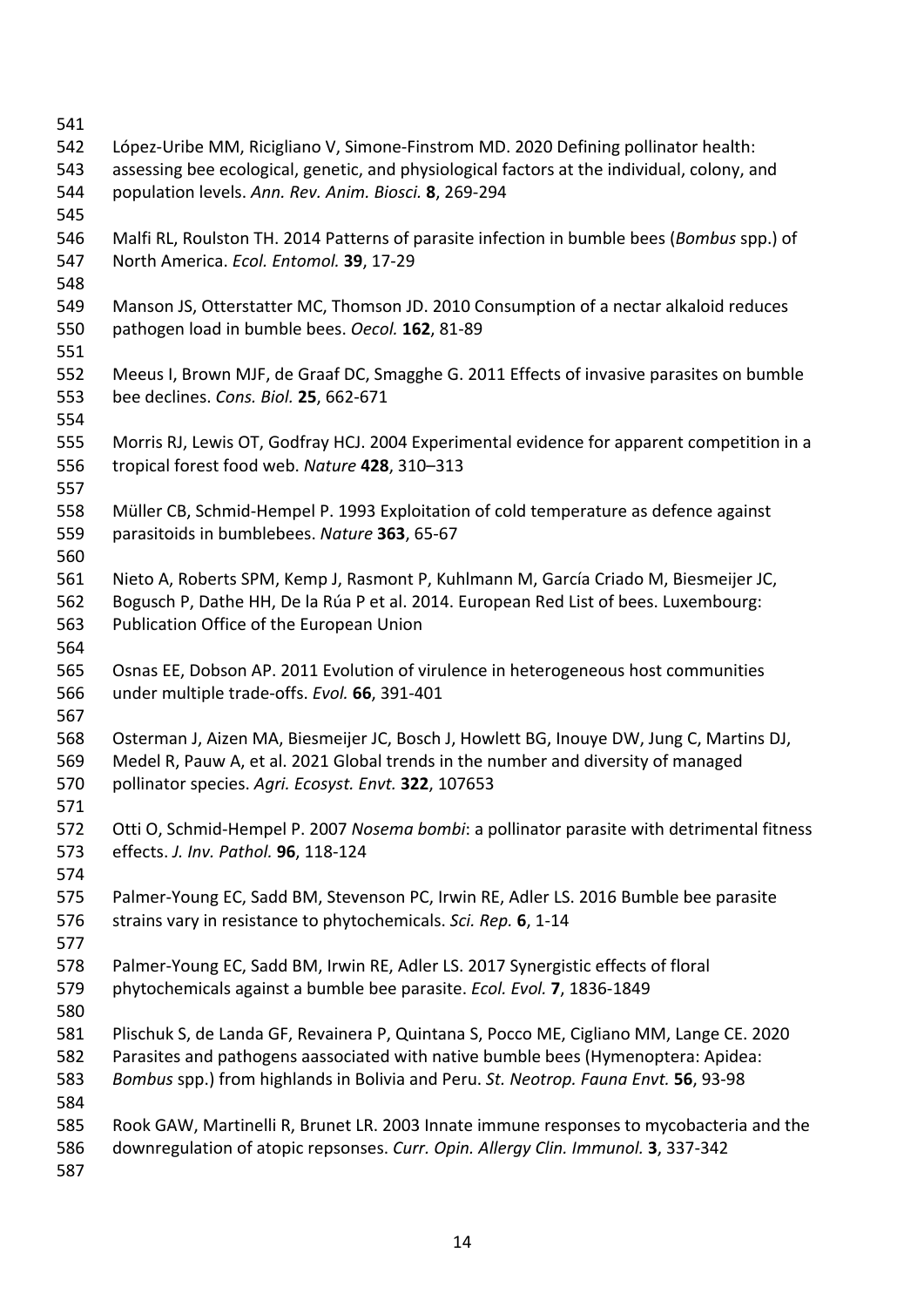López-Uribe MM, Ricigliano V, Simone-Finstrom MD. 2020 Defining pollinator health: assessing bee ecological, genetic, and physiological factors at the individual, colony, and population levels. *Ann. Rev. Anim. Biosci.* **8**, 269-294

Malfi RL, Roulston TH. 2014 Patterns of parasite infection in bumble bees (*Bombus* spp.) of North America. *Ecol. Entomol.* **39**, 17-29

Manson JS, Otterstatter MC, Thomson JD. 2010 Consumption of a nectar alkaloid reduces pathogen load in bumble bees. *Oecol.* **162**, 81-89

Meeus I, Brown MJF, de Graaf DC, Smagghe G. 2011 Effects of invasive parasites on bumble bee declines. *Cons. Biol.* **25**, 662-671

Morris RJ, Lewis OT, Godfray HCJ. 2004 Experimental evidence for apparent competition in a tropical forest food web. *Nature* **428**, 310–313

Müller CB, Schmid-Hempel P. 1993 Exploitation of cold temperature as defence against parasitoids in bumblebees. *Nature* **363**, 65-67

Nieto A, Roberts SPM, Kemp J, Rasmont P, Kuhlmann M, García Criado M, Biesmeijer JC, Bogusch P, Dathe HH, De la Rúa P et al. 2014. European Red List of bees. Luxembourg: Publication Office of the European Union

Osnas EE, Dobson AP. 2011 Evolution of virulence in heterogeneous host communities under multiple trade-offs. *Evol.* **66**, 391-401

Osterman J, Aizen MA, Biesmeijer JC, Bosch J, Howlett BG, Inouye DW, Jung C, Martins DJ, Medel R, Pauw A, et al. 2021 Global trends in the number and diversity of managed pollinator species. *Agri. Ecosyst. Envt.* **322**, 107653

Otti O, Schmid-Hempel P. 2007 *Nosema bombi*: a pollinator parasite with detrimental fitness effects. *J. Inv. Pathol.* **96**, 118-124

Palmer-Young EC, Sadd BM, Stevenson PC, Irwin RE, Adler LS. 2016 Bumble bee parasite strains vary in resistance to phytochemicals. *Sci. Rep.* **6**, 1-14

Palmer-Young EC, Sadd BM, Irwin RE, Adler LS. 2017 Synergistic effects of floral phytochemicals against a bumble bee parasite. *Ecol. Evol.* **7**, 1836-1849

Plischuk S, de Landa GF, Revainera P, Quintana S, Pocco ME, Cigliano MM, Lange CE. 2020 Parasites and pathogens aassociated with native bumble bees (Hymenoptera: Apidea: *Bombus* spp.) from highlands in Bolivia and Peru. *St. Neotrop. Fauna Envt.* **56**, 93-98

Rook GAW, Martinelli R, Brunet LR. 2003 Innate immune responses to mycobacteria and the downregulation of atopic repsonses. *Curr. Opin. Allergy Clin. Immunol.* **3**, 337-342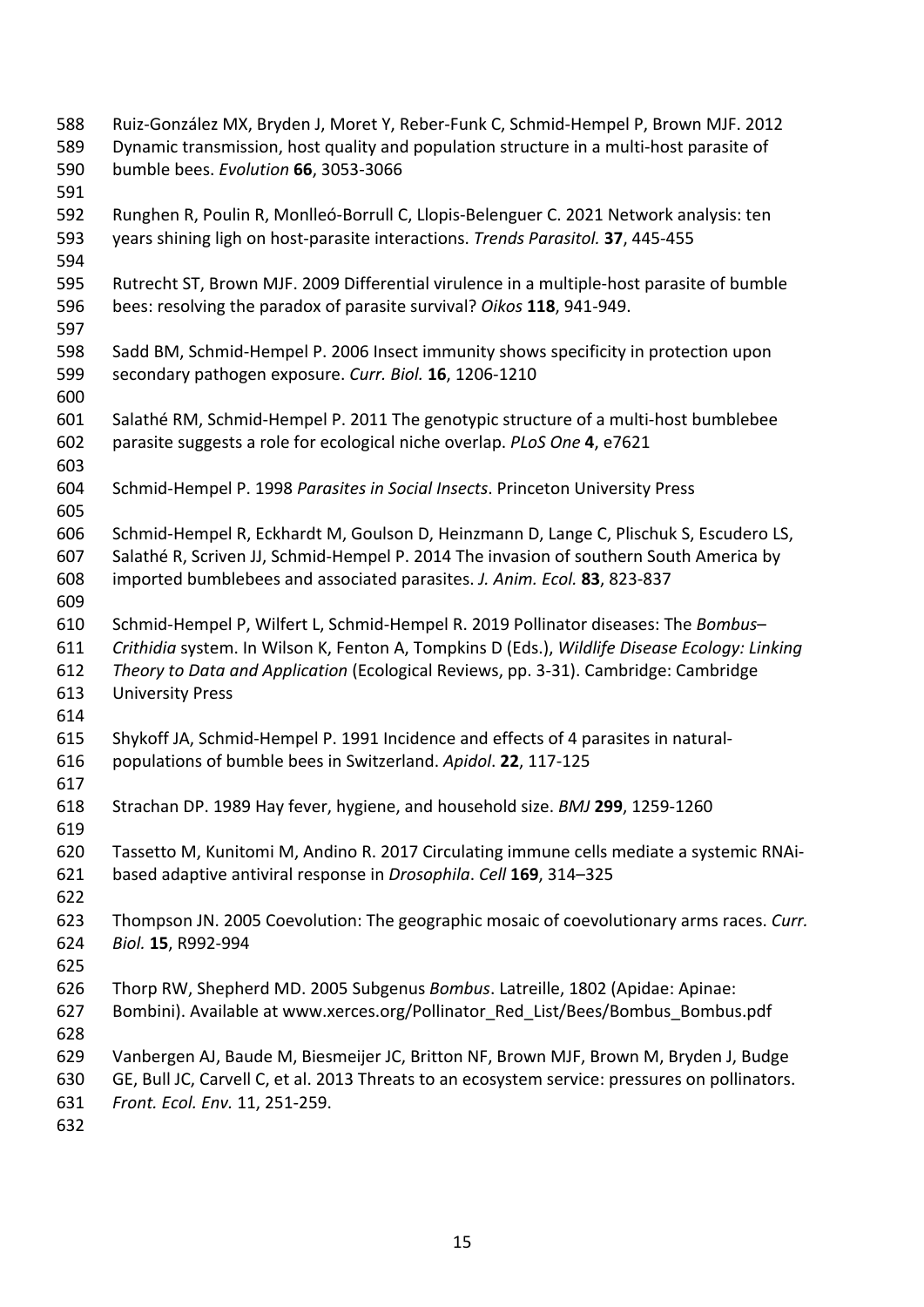Ruiz-González MX, Bryden J, Moret Y, Reber-Funk C, Schmid-Hempel P, Brown MJF. 2012 Dynamic transmission, host quality and population structure in a multi-host parasite of bumble bees. *Evolution* **66**, 3053-3066

Runghen R, Poulin R, Monlleó-Borrull C, Llopis-Belenguer C. 2021 Network analysis: ten years shining ligh on host-parasite interactions. *Trends Parasitol.* **37**, 445-455

Rutrecht ST, Brown MJF. 2009 Differential virulence in a multiple-host parasite of bumble bees: resolving the paradox of parasite survival? *Oikos* **118**, 941-949.

Sadd BM, Schmid-Hempel P. 2006 Insect immunity shows specificity in protection upon secondary pathogen exposure. *Curr. Biol.* **16**, 1206-1210

Salathé RM, Schmid-Hempel P. 2011 The genotypic structure of a multi-host bumblebee parasite suggests a role for ecological niche overlap. *PLoS One* **4**, e7621

Schmid-Hempel P. 1998 *Parasites in Social Insects*. Princeton University Press

Schmid-Hempel R, Eckhardt M, Goulson D, Heinzmann D, Lange C, Plischuk S, Escudero LS, Salathé R, Scriven JJ, Schmid-Hempel P. 2014 The invasion of southern South America by imported bumblebees and associated parasites. *J. Anim. Ecol.* **83**, 823-837

Schmid-Hempel P, Wilfert L, Schmid-Hempel R. 2019 Pollinator diseases: The *Bombus*–*Crithidia* system. In Wilson K, Fenton A, Tompkins D (Eds.), *Wildlife Disease Ecology: Linking Theory to Data and Application* (Ecological Reviews, pp. 3-31). Cambridge: Cambridge University Press

Shykoff JA, Schmid-Hempel P. 1991 Incidence and effects of 4 parasites in natural-populations of bumble bees in Switzerland. *Apidol*. **22**, 117-125

Strachan DP. 1989 Hay fever, hygiene, and household size. *BMJ* **299**, 1259-1260

Tassetto M, Kunitomi M, Andino R. 2017 Circulating immune cells mediate a systemic RNAi-based adaptive antiviral response in *Drosophila*. *Cell* **169**, 314–325

Thompson JN. 2005 Coevolution: The geographic mosaic of coevolutionary arms races. *Curr. Biol.* **15**, R992-994

Thorp RW, Shepherd MD. 2005 Subgenus *Bombus*. Latreille, 1802 (Apidae: Apinae: Bombini). Available at www.xerces.org/Pollinator_Red_List/Bees/Bombus_Bombus.pdf

Vanbergen AJ, Baude M, Biesmeijer JC, Britton NF, Brown MJF, Brown M, Bryden J, Budge GE, Bull JC, Carvell C, et al. 2013 Threats to an ecosystem service: pressures on pollinators. *Front. Ecol. Env.* 11, 251-259.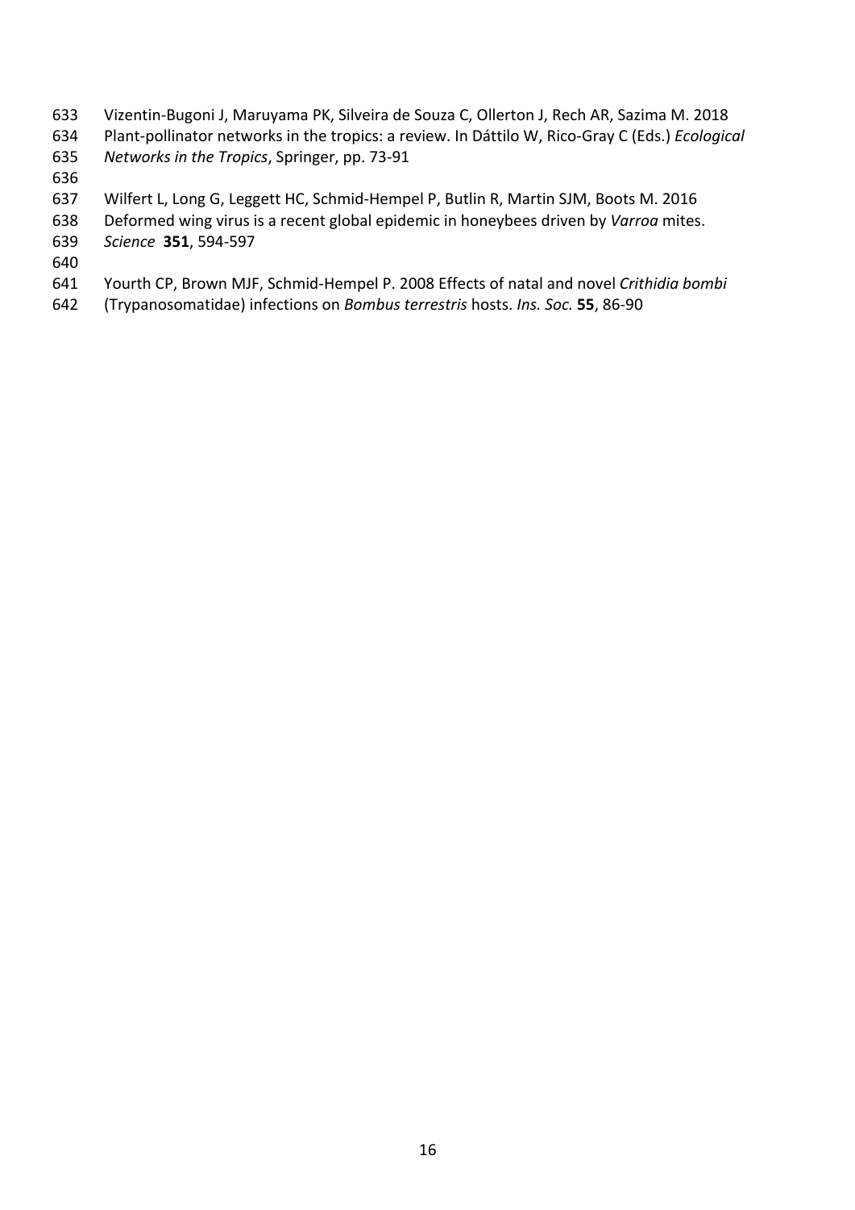Vizentin-Bugoni J, Maruyama PK, Silveira de Souza C, Ollerton J, Rech AR, Sazima M. 2018 Plant-pollinator networks in the tropics: a review. In Dáttilo W, Rico-Gray C (Eds.) *Ecological Networks in the Tropics*, Springer, pp. 73-91

Wilfert L, Long G, Leggett HC, Schmid-Hempel P, Butlin R, Martin SJM, Boots M. 2016 Deformed wing virus is a recent global epidemic in honeybees driven by *Varroa* mites. *Science* **351**, 594-597

Yourth CP, Brown MJF, Schmid-Hempel P. 2008 Effects of natal and novel *Crithidia bombi* (Trypanosomatidae) infections on *Bombus terrestris* hosts. *Ins. Soc.* **55**, 86-90